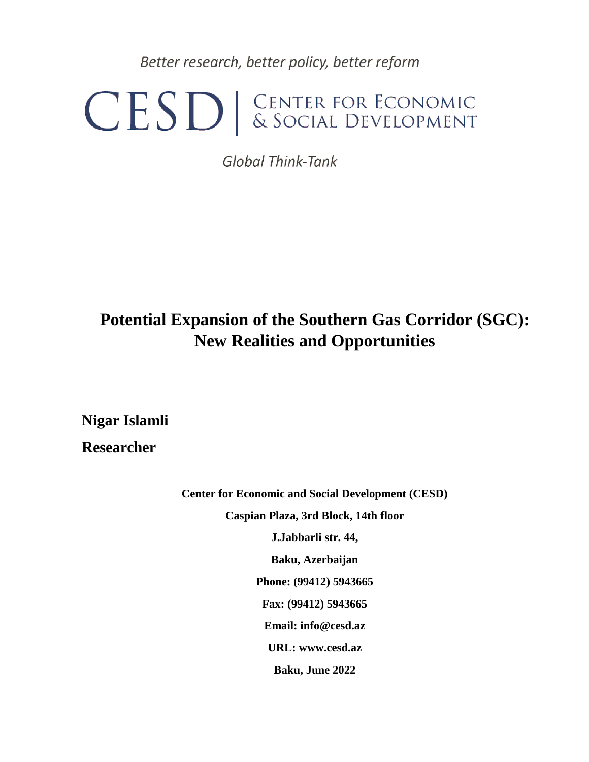*Better research, better policy, better reform*

CESD | CENTER FOR ECONOMIC & SOCIAL DEVELOPMENT

*Global Think-Tank*

# Potential Expansion of the Southern Gas Corridor (SGC): New Realities and Opportunities

**Nigar Islamli**

**Researcher**

**Center for Economic and Social Development (CESD)**

**Caspian Plaza, 3rd Block, 14th floor**

**J.Jabbarli str. 44,**

**Baku, Azerbaijan**

**Phone: (99412) 5943665**

**Fax: (99412) 5943665**

**Email: info@cesd.az**

**URL: www.cesd.az**

**Baku, June 2022**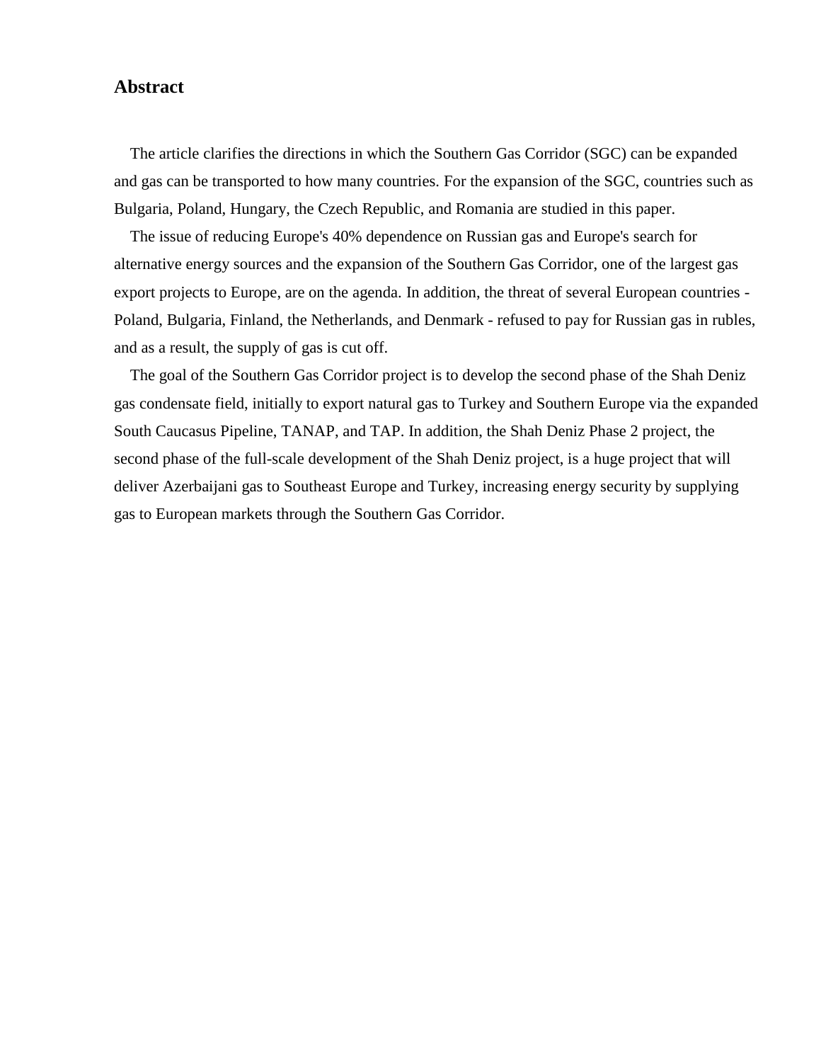## Abstract

The article clarifies the directions in which the Southern Gas Corridor (SGC) can be expanded and gas can be transported to how many countries. For the expansion of the SGC, countries such as Bulgaria, Poland, Hungary, the Czech Republic, and Romania are studied in this paper.

The issue of reducing Europe's 40% dependence on Russian gas and Europe's search for alternative energy sources and the expansion of the Southern Gas Corridor, one of the largest gas export projects to Europe, are on the agenda. In addition, the threat of several European countries - Poland, Bulgaria, Finland, the Netherlands, and Denmark - refused to pay for Russian gas in rubles, and as a result, the supply of gas is cut off.

The goal of the Southern Gas Corridor project is to develop the second phase of the Shah Deniz gas condensate field, initially to export natural gas to Turkey and Southern Europe via the expanded South Caucasus Pipeline, TANAP, and TAP. In addition, the Shah Deniz Phase 2 project, the second phase of the full-scale development of the Shah Deniz project, is a huge project that will deliver Azerbaijani gas to Southeast Europe and Turkey, increasing energy security by supplying gas to European markets through the Southern Gas Corridor.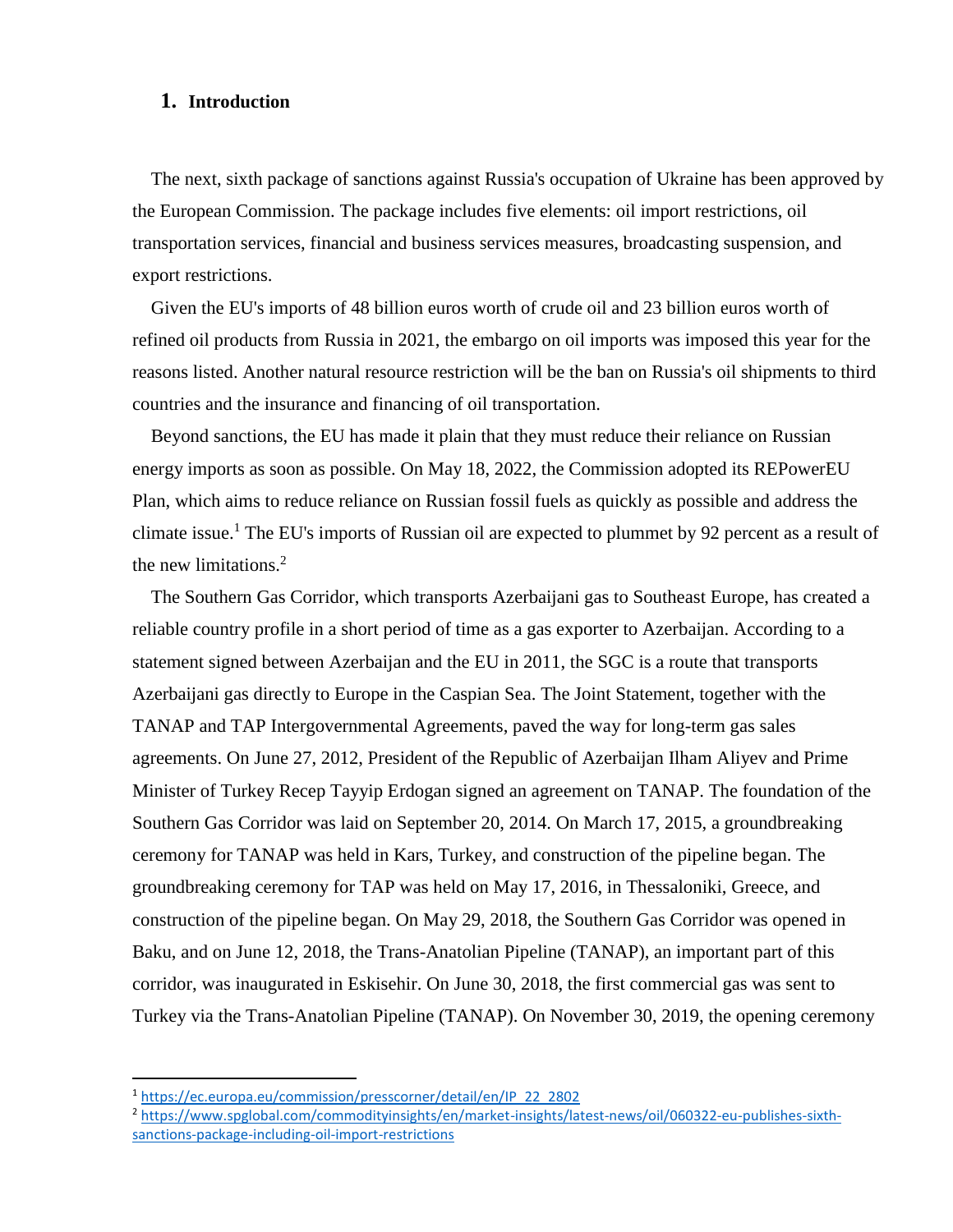# 1. Introduction

The next, sixth package of sanctions against Russia's occupation of Ukraine has been approved by the European Commission. The package includes five elements: oil import restrictions, oil transportation services, financial and business services measures, broadcasting suspension, and export restrictions.

Given the EU's imports of 48 billion euros worth of crude oil and 23 billion euros worth of refined oil products from Russia in 2021, the embargo on oil imports was imposed this year for the reasons listed. Another natural resource restriction will be the ban on Russia's oil shipments to third countries and the insurance and financing of oil transportation.

Beyond sanctions, the EU has made it plain that they must reduce their reliance on Russian energy imports as soon as possible. On May 18, 2022, the Commission adopted its REPowerEU Plan, which aims to reduce reliance on Russian fossil fuels as quickly as possible and address the climate issue.[1] The EU's imports of Russian oil are expected to plummet by 92 percent as a result of the new limitations.[2]

The Southern Gas Corridor, which transports Azerbaijani gas to Southeast Europe, has created a reliable country profile in a short period of time as a gas exporter to Azerbaijan. According to a statement signed between Azerbaijan and the EU in 2011, the SGC is a route that transports Azerbaijani gas directly to Europe in the Caspian Sea. The Joint Statement, together with the TANAP and TAP Intergovernmental Agreements, paved the way for long-term gas sales agreements. On June 27, 2012, President of the Republic of Azerbaijan Ilham Aliyev and Prime Minister of Turkey Recep Tayyip Erdogan signed an agreement on TANAP. The foundation of the Southern Gas Corridor was laid on September 20, 2014. On March 17, 2015, a groundbreaking ceremony for TANAP was held in Kars, Turkey, and construction of the pipeline began. The groundbreaking ceremony for TAP was held on May 17, 2016, in Thessaloniki, Greece, and construction of the pipeline began. On May 29, 2018, the Southern Gas Corridor was opened in Baku, and on June 12, 2018, the Trans-Anatolian Pipeline (TANAP), an important part of this corridor, was inaugurated in Eskisehir. On June 30, 2018, the first commercial gas was sent to Turkey via the Trans-Anatolian Pipeline (TANAP). On November 30, 2019, the opening ceremony

[1] https://ec.europa.eu/commission/presscorner/detail/en/IP_22_2802

[2] https://www.spglobal.com/commodityinsights/en/market-insights/latest-news/oil/060322-eu-publishes-sixth-sanctions-package-including-oil-import-restrictions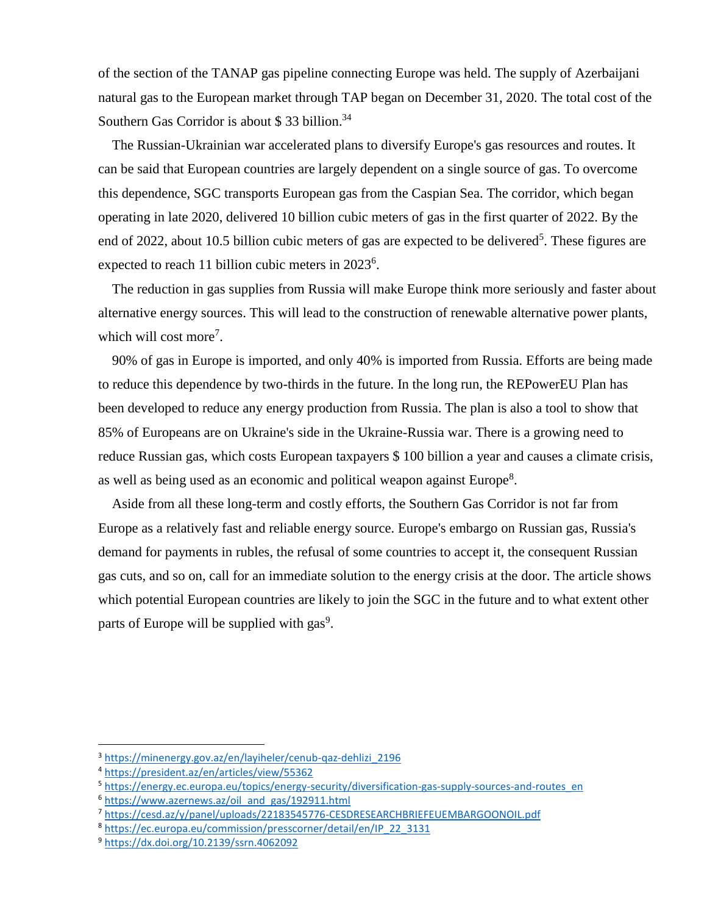of the section of the TANAP gas pipeline connecting Europe was held. The supply of Azerbaijani natural gas to the European market through TAP began on December 31, 2020. The total cost of the Southern Gas Corridor is about $ 33 billion.[34]

The Russian-Ukrainian war accelerated plans to diversify Europe's gas resources and routes. It can be said that European countries are largely dependent on a single source of gas. To overcome this dependence, SGC transports European gas from the Caspian Sea. The corridor, which began operating in late 2020, delivered 10 billion cubic meters of gas in the first quarter of 2022. By the end of 2022, about 10.5 billion cubic meters of gas are expected to be delivered[5]. These figures are expected to reach 11 billion cubic meters in 2023[6].

The reduction in gas supplies from Russia will make Europe think more seriously and faster about alternative energy sources. This will lead to the construction of renewable alternative power plants, which will cost more[7].

90% of gas in Europe is imported, and only 40% is imported from Russia. Efforts are being made to reduce this dependence by two-thirds in the future. In the long run, the REPowerEU Plan has been developed to reduce any energy production from Russia. The plan is also a tool to show that 85% of Europeans are on Ukraine's side in the Ukraine-Russia war. There is a growing need to reduce Russian gas, which costs European taxpayers $ 100 billion a year and causes a climate crisis, as well as being used as an economic and political weapon against Europe[8].

Aside from all these long-term and costly efforts, the Southern Gas Corridor is not far from Europe as a relatively fast and reliable energy source. Europe's embargo on Russian gas, Russia's demand for payments in rubles, the refusal of some countries to accept it, the consequent Russian gas cuts, and so on, call for an immediate solution to the energy crisis at the door. The article shows which potential European countries are likely to join the SGC in the future and to what extent other parts of Europe will be supplied with gas[9].

---

[3] https://minenergy.gov.az/en/layiheler/cenub-qaz-dehlizi_2196

[4] https://president.az/en/articles/view/55362

[5] https://energy.ec.europa.eu/topics/energy-security/diversification-gas-supply-sources-and-routes_en

[6] https://www.azernews.az/oil_and_gas/192911.html

[7] https://cesd.az/y/panel/uploads/22183545776-CESDRESEARCHBRIEFEUEMBARGOONOIL.pdf

[8] https://ec.europa.eu/commission/presscorner/detail/en/IP_22_3131

[9] https://dx.doi.org/10.2139/ssrn.4062092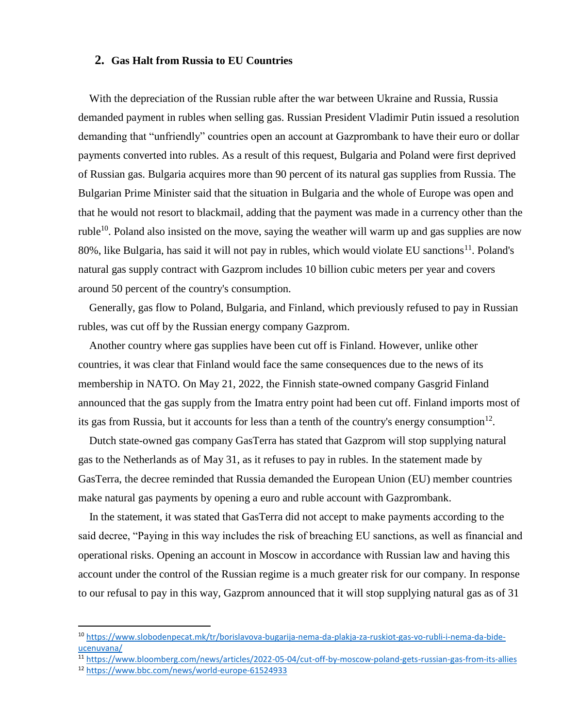## 2. Gas Halt from Russia to EU Countries

With the depreciation of the Russian ruble after the war between Ukraine and Russia, Russia demanded payment in rubles when selling gas. Russian President Vladimir Putin issued a resolution demanding that "unfriendly" countries open an account at Gazprombank to have their euro or dollar payments converted into rubles. As a result of this request, Bulgaria and Poland were first deprived of Russian gas. Bulgaria acquires more than 90 percent of its natural gas supplies from Russia. The Bulgarian Prime Minister said that the situation in Bulgaria and the whole of Europe was open and that he would not resort to blackmail, adding that the payment was made in a currency other than the ruble[10]. Poland also insisted on the move, saying the weather will warm up and gas supplies are now 80%, like Bulgaria, has said it will not pay in rubles, which would violate EU sanctions[11]. Poland's natural gas supply contract with Gazprom includes 10 billion cubic meters per year and covers around 50 percent of the country's consumption.

Generally, gas flow to Poland, Bulgaria, and Finland, which previously refused to pay in Russian rubles, was cut off by the Russian energy company Gazprom.

Another country where gas supplies have been cut off is Finland. However, unlike other countries, it was clear that Finland would face the same consequences due to the news of its membership in NATO. On May 21, 2022, the Finnish state-owned company Gasgrid Finland announced that the gas supply from the Imatra entry point had been cut off. Finland imports most of its gas from Russia, but it accounts for less than a tenth of the country's energy consumption[12].

Dutch state-owned gas company GasTerra has stated that Gazprom will stop supplying natural gas to the Netherlands as of May 31, as it refuses to pay in rubles. In the statement made by GasTerra, the decree reminded that Russia demanded the European Union (EU) member countries make natural gas payments by opening a euro and ruble account with Gazprombank.

In the statement, it was stated that GasTerra did not accept to make payments according to the said decree, "Paying in this way includes the risk of breaching EU sanctions, as well as financial and operational risks. Opening an account in Moscow in accordance with Russian law and having this account under the control of the Russian regime is a much greater risk for our company. In response to our refusal to pay in this way, Gazprom announced that it will stop supplying natural gas as of 31

---

[10] https://www.slobodenpecat.mk/tr/borislavova-bugarija-nema-da-plakja-za-ruskiot-gas-vo-rubli-i-nema-da-bide-ucenuvana/

[11] https://www.bloomberg.com/news/articles/2022-05-04/cut-off-by-moscow-poland-gets-russian-gas-from-its-allies

[12] https://www.bbc.com/news/world-europe-61524933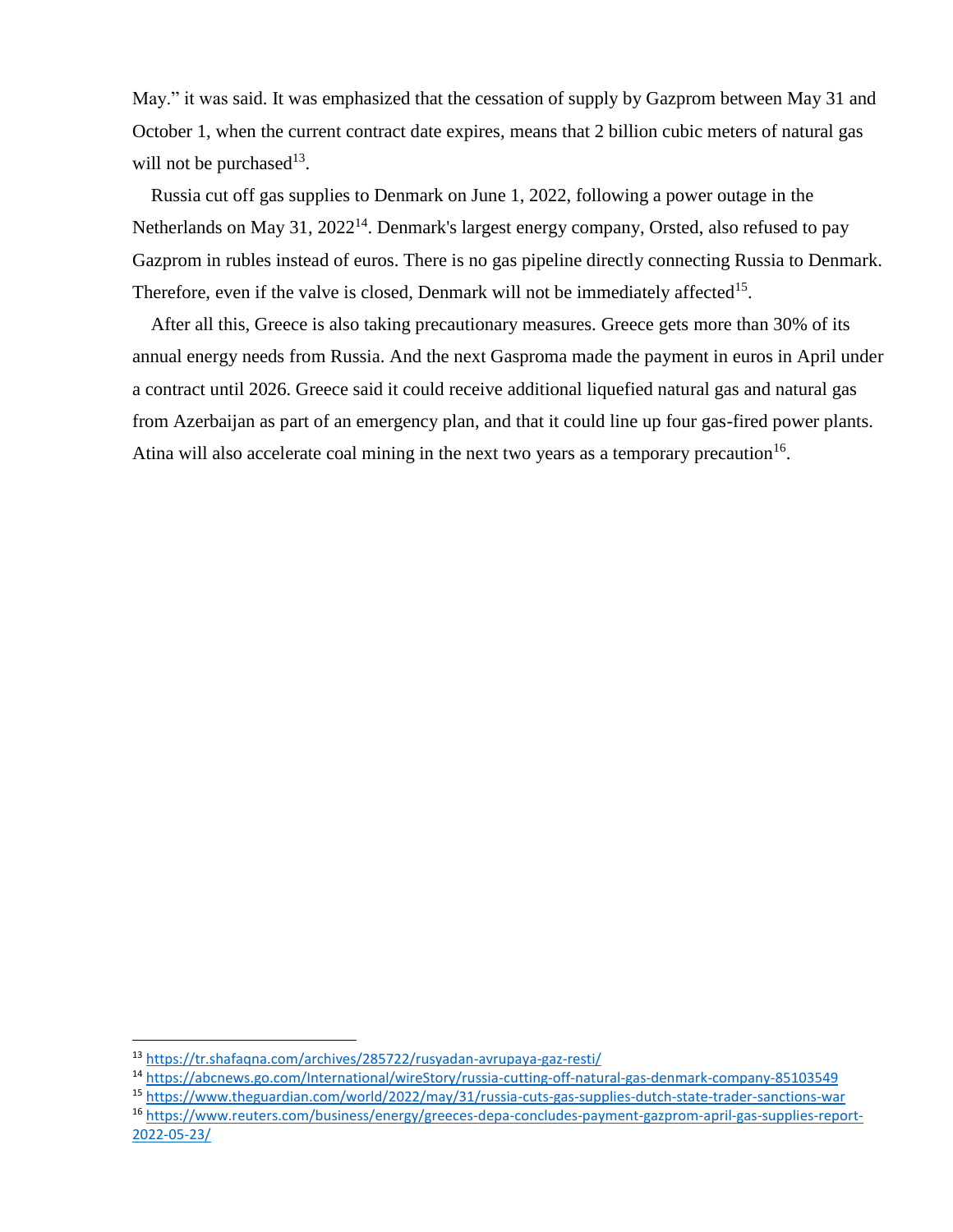May." it was said. It was emphasized that the cessation of supply by Gazprom between May 31 and October 1, when the current contract date expires, means that 2 billion cubic meters of natural gas will not be purchased[13].

Russia cut off gas supplies to Denmark on June 1, 2022, following a power outage in the Netherlands on May 31, 2022[14]. Denmark's largest energy company, Orsted, also refused to pay Gazprom in rubles instead of euros. There is no gas pipeline directly connecting Russia to Denmark. Therefore, even if the valve is closed, Denmark will not be immediately affected[15].

After all this, Greece is also taking precautionary measures. Greece gets more than 30% of its annual energy needs from Russia. And the next Gasproma made the payment in euros in April under a contract until 2026. Greece said it could receive additional liquefied natural gas and natural gas from Azerbaijan as part of an emergency plan, and that it could line up four gas-fired power plants. Atina will also accelerate coal mining in the next two years as a temporary precaution[16].

---

[13] https://tr.shafaqna.com/archives/285722/rusyadan-avrupaya-gaz-resti/

[14] https://abcnews.go.com/International/wireStory/russia-cutting-off-natural-gas-denmark-company-85103549

[15] https://www.theguardian.com/world/2022/may/31/russia-cuts-gas-supplies-dutch-state-trader-sanctions-war

[16] https://www.reuters.com/business/energy/greeces-depa-concludes-payment-gazprom-april-gas-supplies-report-2022-05-23/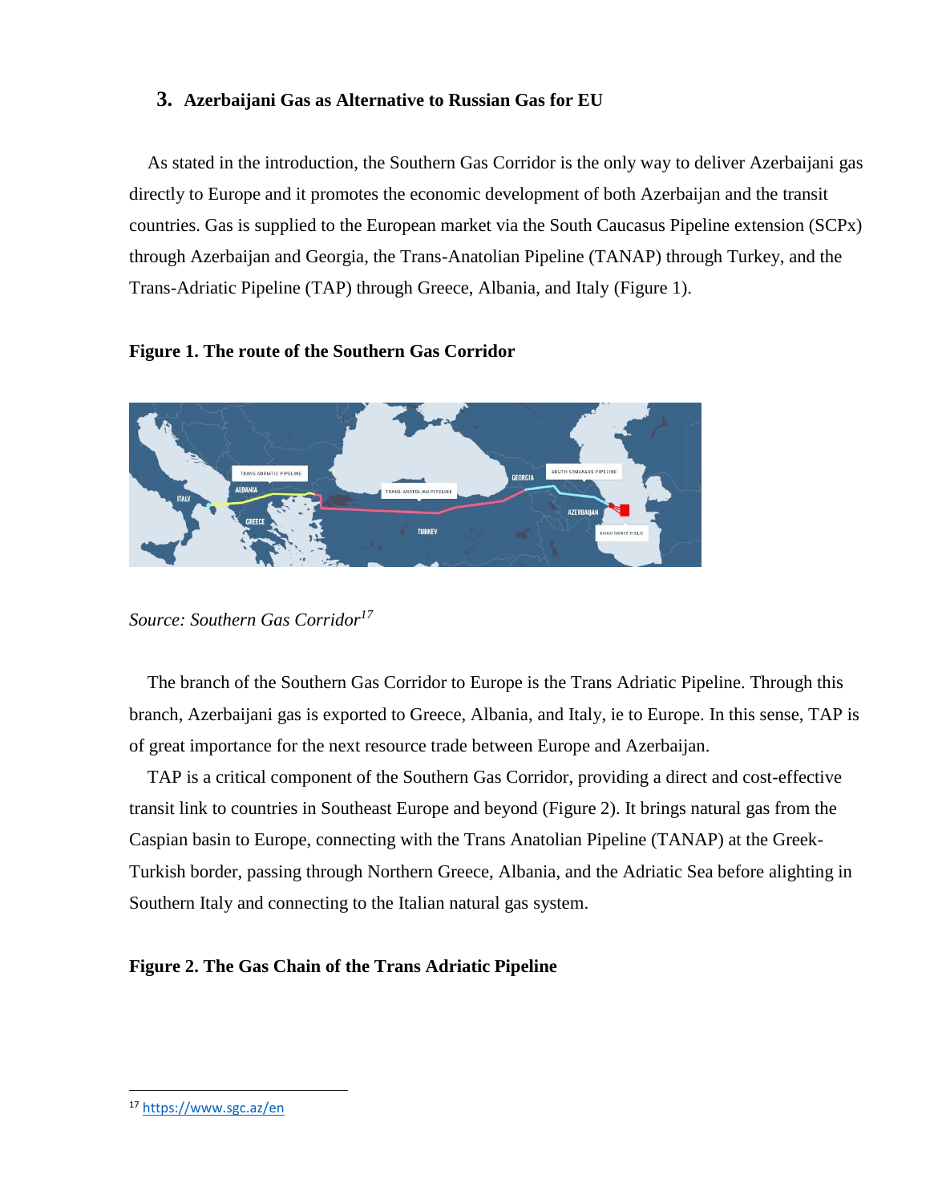## 3. Azerbaijani Gas as Alternative to Russian Gas for EU

As stated in the introduction, the Southern Gas Corridor is the only way to deliver Azerbaijani gas directly to Europe and it promotes the economic development of both Azerbaijan and the transit countries. Gas is supplied to the European market via the South Caucasus Pipeline extension (SCPx) through Azerbaijan and Georgia, the Trans-Anatolian Pipeline (TANAP) through Turkey, and the Trans-Adriatic Pipeline (TAP) through Greece, Albania, and Italy (Figure 1).

**Figure 1. The route of the Southern Gas Corridor**

*Source: Southern Gas Corridor*[17]

The branch of the Southern Gas Corridor to Europe is the Trans Adriatic Pipeline. Through this branch, Azerbaijani gas is exported to Greece, Albania, and Italy, ie to Europe. In this sense, TAP is of great importance for the next resource trade between Europe and Azerbaijan.

TAP is a critical component of the Southern Gas Corridor, providing a direct and cost-effective transit link to countries in Southeast Europe and beyond (Figure 2). It brings natural gas from the Caspian basin to Europe, connecting with the Trans Anatolian Pipeline (TANAP) at the Greek-Turkish border, passing through Northern Greece, Albania, and the Adriatic Sea before alighting in Southern Italy and connecting to the Italian natural gas system.

**Figure 2. The Gas Chain of the Trans Adriatic Pipeline**

[17] https://www.sgc.az/en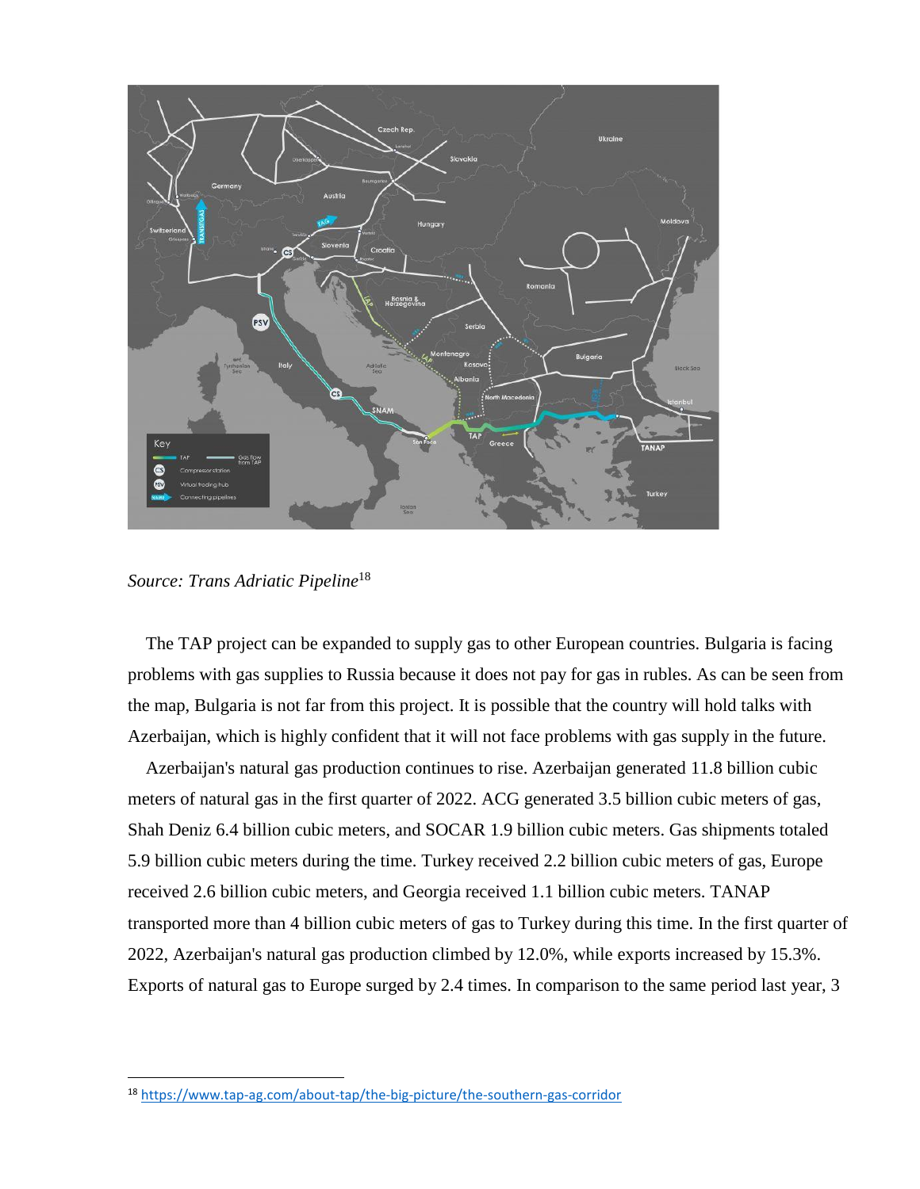*Source: Trans Adriatic Pipeline*[18]

The TAP project can be expanded to supply gas to other European countries. Bulgaria is facing problems with gas supplies to Russia because it does not pay for gas in rubles. As can be seen from the map, Bulgaria is not far from this project. It is possible that the country will hold talks with Azerbaijan, which is highly confident that it will not face problems with gas supply in the future.

Azerbaijan's natural gas production continues to rise. Azerbaijan generated 11.8 billion cubic meters of natural gas in the first quarter of 2022. ACG generated 3.5 billion cubic meters of gas, Shah Deniz 6.4 billion cubic meters, and SOCAR 1.9 billion cubic meters. Gas shipments totaled 5.9 billion cubic meters during the time. Turkey received 2.2 billion cubic meters of gas, Europe received 2.6 billion cubic meters, and Georgia received 1.1 billion cubic meters. TANAP transported more than 4 billion cubic meters of gas to Turkey during this time. In the first quarter of 2022, Azerbaijan's natural gas production climbed by 12.0%, while exports increased by 15.3%. Exports of natural gas to Europe surged by 2.4 times. In comparison to the same period last year, 3

[18] https://www.tap-ag.com/about-tap/the-big-picture/the-southern-gas-corridor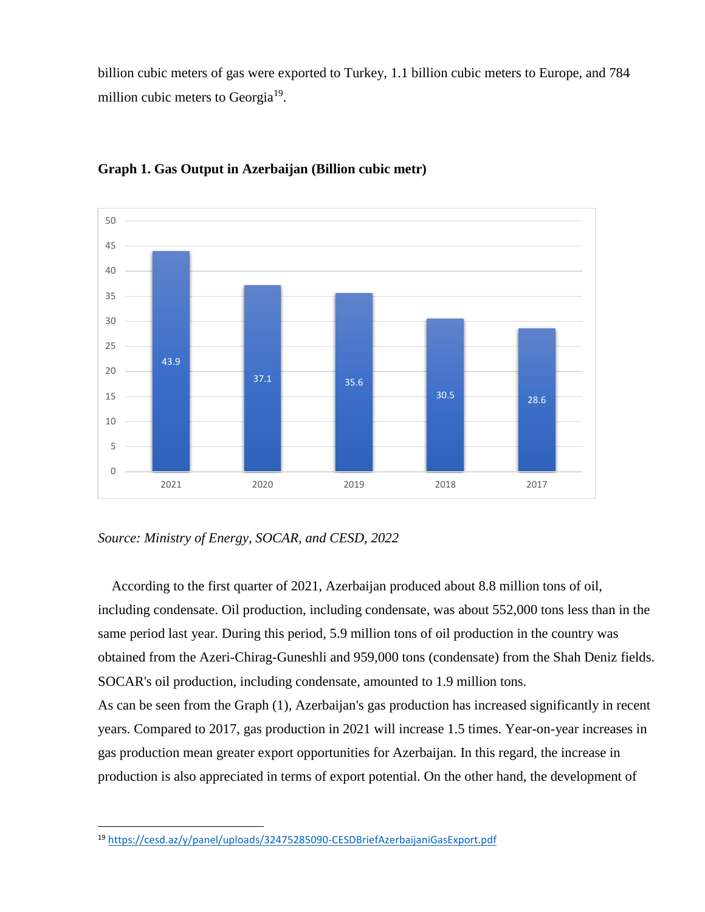billion cubic meters of gas were exported to Turkey, 1.1 billion cubic meters to Europe, and 784 million cubic meters to Georgia[19].

**Graph 1. Gas Output in Azerbaijan (Billion cubic metr)**

| Year | Gas output |
|---|---|
| 2021 | 43.9 |
| 2020 | 37.1 |
| 2019 | 35.6 |
| 2018 | 30.5 |
| 2017 | 28.6 |

*Source: Ministry of Energy, SOCAR, and CESD, 2022*

According to the first quarter of 2021, Azerbaijan produced about 8.8 million tons of oil, including condensate. Oil production, including condensate, was about 552,000 tons less than in the same period last year. During this period, 5.9 million tons of oil production in the country was obtained from the Azeri-Chirag-Guneshli and 959,000 tons (condensate) from the Shah Deniz fields. SOCAR's oil production, including condensate, amounted to 1.9 million tons.

As can be seen from the Graph (1), Azerbaijan's gas production has increased significantly in recent years. Compared to 2017, gas production in 2021 will increase 1.5 times. Year-on-year increases in gas production mean greater export opportunities for Azerbaijan. In this regard, the increase in production is also appreciated in terms of export potential. On the other hand, the development of

[19] https://cesd.az/y/panel/uploads/32475285090-CESDBriefAzerbaijaniGasExport.pdf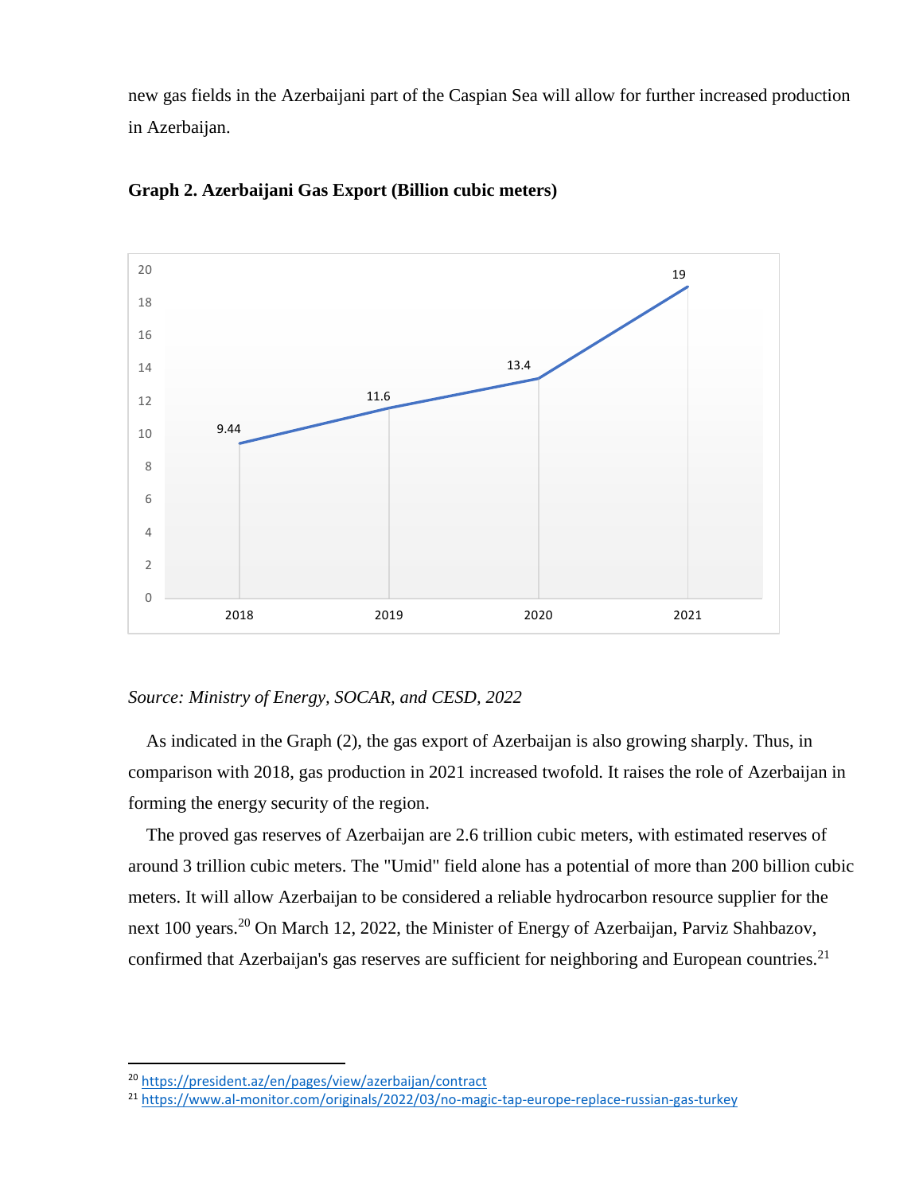new gas fields in the Azerbaijani part of the Caspian Sea will allow for further increased production in Azerbaijan.

**Graph 2. Azerbaijani Gas Export (Billion cubic meters)**

*Source: Ministry of Energy, SOCAR, and CESD, 2022*

As indicated in the Graph (2), the gas export of Azerbaijan is also growing sharply. Thus, in comparison with 2018, gas production in 2021 increased twofold. It raises the role of Azerbaijan in forming the energy security of the region.

The proved gas reserves of Azerbaijan are 2.6 trillion cubic meters, with estimated reserves of around 3 trillion cubic meters. The "Umid" field alone has a potential of more than 200 billion cubic meters. It will allow Azerbaijan to be considered a reliable hydrocarbon resource supplier for the next 100 years.[20] On March 12, 2022, the Minister of Energy of Azerbaijan, Parviz Shahbazov, confirmed that Azerbaijan's gas reserves are sufficient for neighboring and European countries.[21]

---

[20] https://president.az/en/pages/view/azerbaijan/contract

[21] https://www.al-monitor.com/originals/2022/03/no-magic-tap-europe-replace-russian-gas-turkey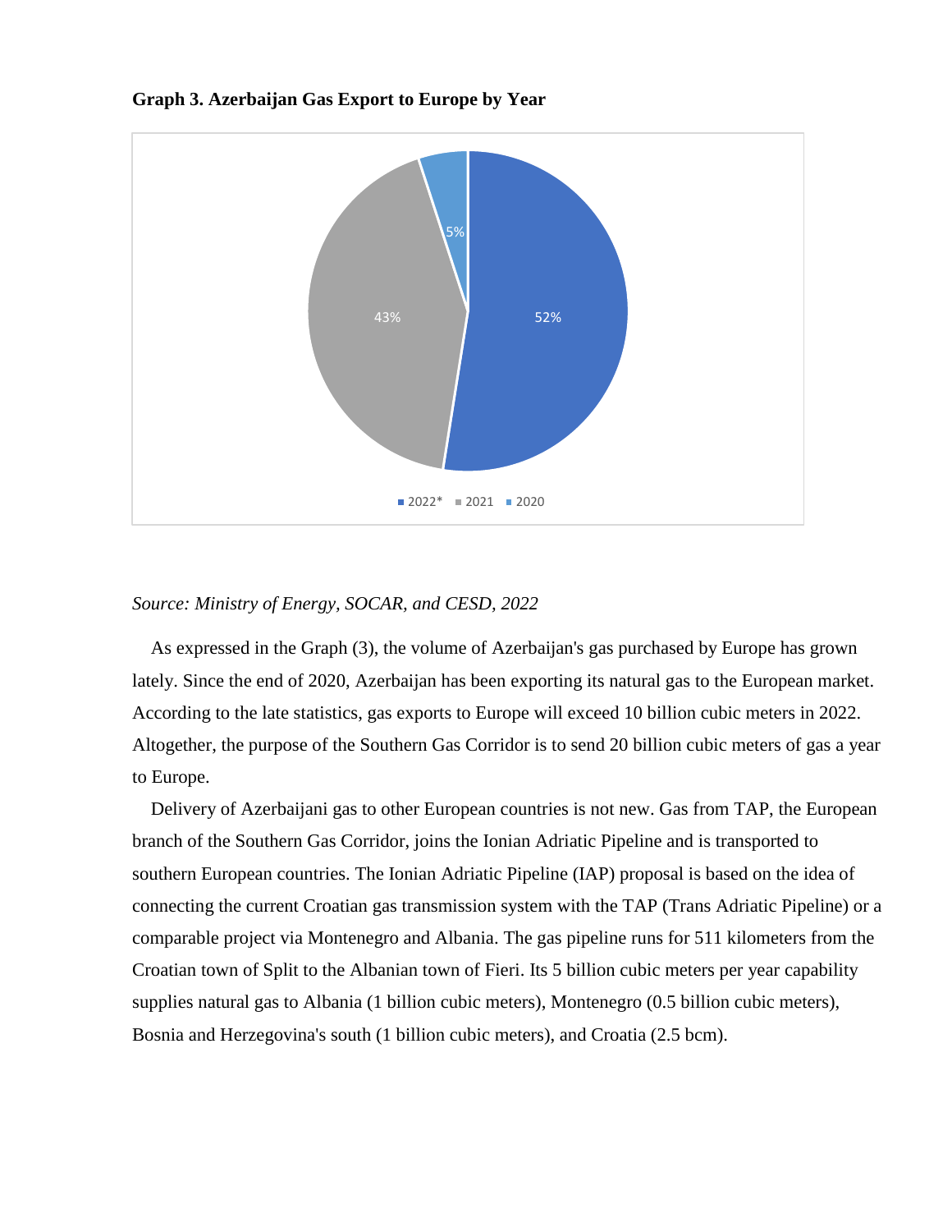**Graph 3. Azerbaijan Gas Export to Europe by Year**

*Source: Ministry of Energy, SOCAR, and CESD, 2022*

As expressed in the Graph (3), the volume of Azerbaijan's gas purchased by Europe has grown lately. Since the end of 2020, Azerbaijan has been exporting its natural gas to the European market. According to the late statistics, gas exports to Europe will exceed 10 billion cubic meters in 2022. Altogether, the purpose of the Southern Gas Corridor is to send 20 billion cubic meters of gas a year to Europe.

Delivery of Azerbaijani gas to other European countries is not new. Gas from TAP, the European branch of the Southern Gas Corridor, joins the Ionian Adriatic Pipeline and is transported to southern European countries. The Ionian Adriatic Pipeline (IAP) proposal is based on the idea of connecting the current Croatian gas transmission system with the TAP (Trans Adriatic Pipeline) or a comparable project via Montenegro and Albania. The gas pipeline runs for 511 kilometers from the Croatian town of Split to the Albanian town of Fieri. Its 5 billion cubic meters per year capability supplies natural gas to Albania (1 billion cubic meters), Montenegro (0.5 billion cubic meters), Bosnia and Herzegovina's south (1 billion cubic meters), and Croatia (2.5 bcm).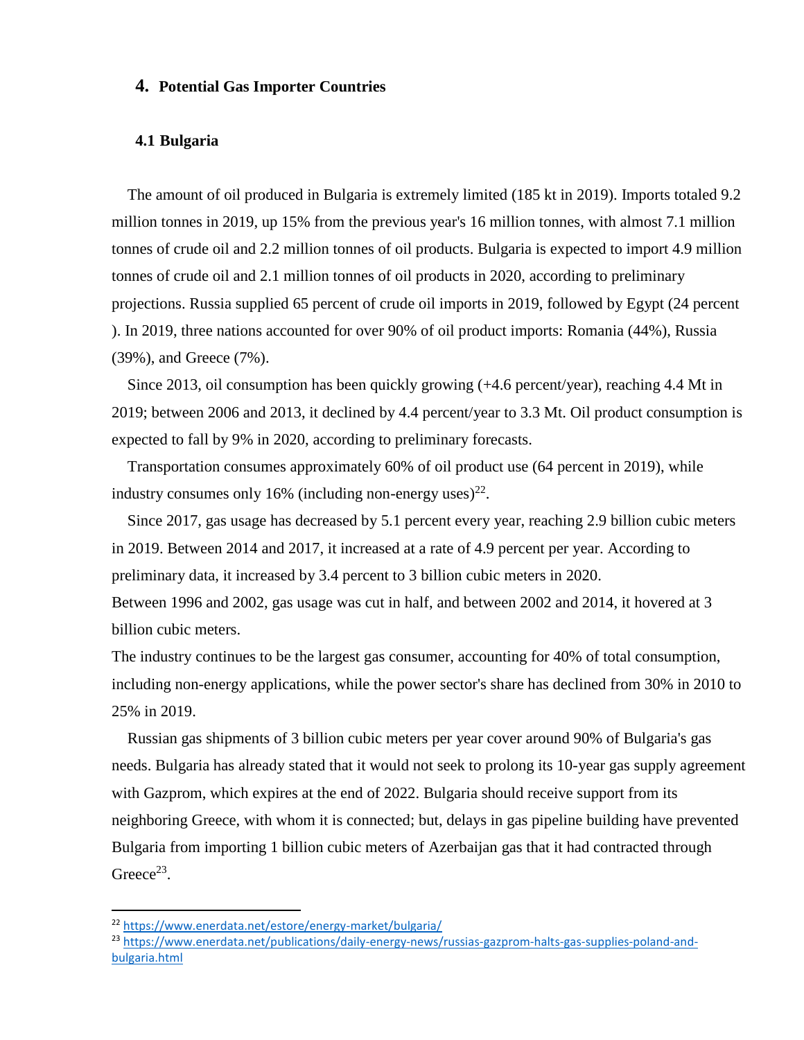# 4. Potential Gas Importer Countries

## 4.1 Bulgaria

The amount of oil produced in Bulgaria is extremely limited (185 kt in 2019). Imports totaled 9.2 million tonnes in 2019, up 15% from the previous year's 16 million tonnes, with almost 7.1 million tonnes of crude oil and 2.2 million tonnes of oil products. Bulgaria is expected to import 4.9 million tonnes of crude oil and 2.1 million tonnes of oil products in 2020, according to preliminary projections. Russia supplied 65 percent of crude oil imports in 2019, followed by Egypt (24 percent ). In 2019, three nations accounted for over 90% of oil product imports: Romania (44%), Russia (39%), and Greece (7%).

Since 2013, oil consumption has been quickly growing (+4.6 percent/year), reaching 4.4 Mt in 2019; between 2006 and 2013, it declined by 4.4 percent/year to 3.3 Mt. Oil product consumption is expected to fall by 9% in 2020, according to preliminary forecasts.

Transportation consumes approximately 60% of oil product use (64 percent in 2019), while industry consumes only 16% (including non-energy uses)[22].

Since 2017, gas usage has decreased by 5.1 percent every year, reaching 2.9 billion cubic meters in 2019. Between 2014 and 2017, it increased at a rate of 4.9 percent per year. According to preliminary data, it increased by 3.4 percent to 3 billion cubic meters in 2020.
Between 1996 and 2002, gas usage was cut in half, and between 2002 and 2014, it hovered at 3 billion cubic meters.
The industry continues to be the largest gas consumer, accounting for 40% of total consumption, including non-energy applications, while the power sector's share has declined from 30% in 2010 to 25% in 2019.

Russian gas shipments of 3 billion cubic meters per year cover around 90% of Bulgaria's gas needs. Bulgaria has already stated that it would not seek to prolong its 10-year gas supply agreement with Gazprom, which expires at the end of 2022. Bulgaria should receive support from its neighboring Greece, with whom it is connected; but, delays in gas pipeline building have prevented Bulgaria from importing 1 billion cubic meters of Azerbaijan gas that it had contracted through Greece[23].

---

[22] https://www.enerdata.net/estore/energy-market/bulgaria/

[23] https://www.enerdata.net/publications/daily-energy-news/russias-gazprom-halts-gas-supplies-poland-and-bulgaria.html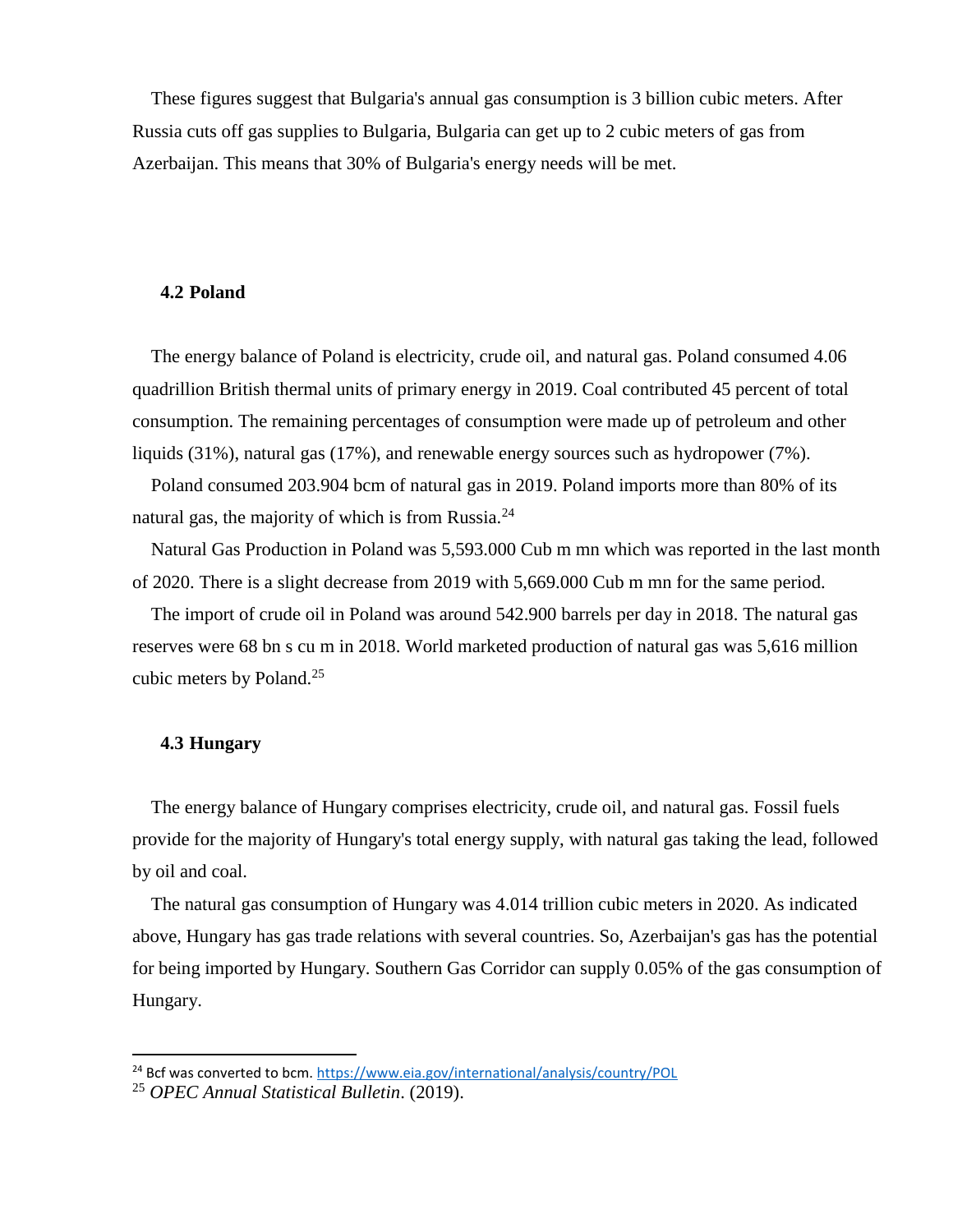These figures suggest that Bulgaria's annual gas consumption is 3 billion cubic meters. After Russia cuts off gas supplies to Bulgaria, Bulgaria can get up to 2 cubic meters of gas from Azerbaijan. This means that 30% of Bulgaria's energy needs will be met.

## 4.2 Poland

The energy balance of Poland is electricity, crude oil, and natural gas. Poland consumed 4.06 quadrillion British thermal units of primary energy in 2019. Coal contributed 45 percent of total consumption. The remaining percentages of consumption were made up of petroleum and other liquids (31%), natural gas (17%), and renewable energy sources such as hydropower (7%).

Poland consumed 203.904 bcm of natural gas in 2019. Poland imports more than 80% of its natural gas, the majority of which is from Russia.[24]

Natural Gas Production in Poland was 5,593.000 Cub m mn which was reported in the last month of 2020. There is a slight decrease from 2019 with 5,669.000 Cub m mn for the same period.

The import of crude oil in Poland was around 542.900 barrels per day in 2018. The natural gas reserves were 68 bn s cu m in 2018. World marketed production of natural gas was 5,616 million cubic meters by Poland.[25]

## 4.3 Hungary

The energy balance of Hungary comprises electricity, crude oil, and natural gas. Fossil fuels provide for the majority of Hungary's total energy supply, with natural gas taking the lead, followed by oil and coal.

The natural gas consumption of Hungary was 4.014 trillion cubic meters in 2020. As indicated above, Hungary has gas trade relations with several countries. So, Azerbaijan's gas has the potential for being imported by Hungary. Southern Gas Corridor can supply 0.05% of the gas consumption of Hungary.

---

[24] Bcf was converted to bcm. https://www.eia.gov/international/analysis/country/POL

[25] *OPEC Annual Statistical Bulletin*. (2019).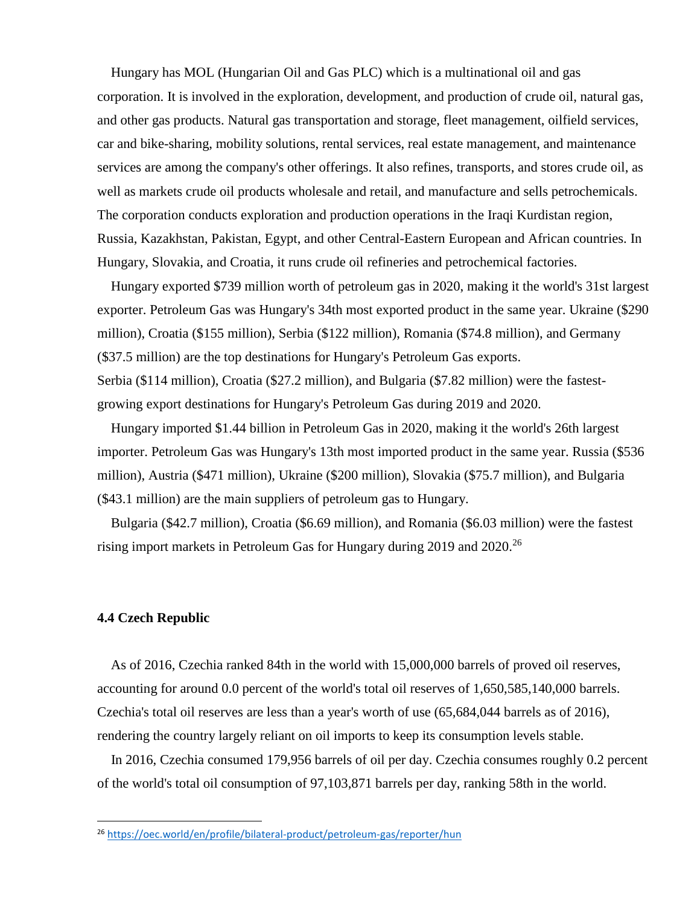Hungary has MOL (Hungarian Oil and Gas PLC) which is a multinational oil and gas corporation. It is involved in the exploration, development, and production of crude oil, natural gas, and other gas products. Natural gas transportation and storage, fleet management, oilfield services, car and bike-sharing, mobility solutions, rental services, real estate management, and maintenance services are among the company's other offerings. It also refines, transports, and stores crude oil, as well as markets crude oil products wholesale and retail, and manufacture and sells petrochemicals. The corporation conducts exploration and production operations in the Iraqi Kurdistan region, Russia, Kazakhstan, Pakistan, Egypt, and other Central-Eastern European and African countries. In Hungary, Slovakia, and Croatia, it runs crude oil refineries and petrochemical factories.

Hungary exported $739 million worth of petroleum gas in 2020, making it the world's 31st largest exporter. Petroleum Gas was Hungary's 34th most exported product in the same year. Ukraine ($290 million), Croatia ($155 million), Serbia ($122 million), Romania ($74.8 million), and Germany ($37.5 million) are the top destinations for Hungary's Petroleum Gas exports.
Serbia ($114 million), Croatia ($27.2 million), and Bulgaria ($7.82 million) were the fastest-growing export destinations for Hungary's Petroleum Gas during 2019 and 2020.

Hungary imported $1.44 billion in Petroleum Gas in 2020, making it the world's 26th largest importer. Petroleum Gas was Hungary's 13th most imported product in the same year. Russia ($536 million), Austria ($471 million), Ukraine ($200 million), Slovakia ($75.7 million), and Bulgaria ($43.1 million) are the main suppliers of petroleum gas to Hungary.

Bulgaria ($42.7 million), Croatia ($6.69 million), and Romania ($6.03 million) were the fastest rising import markets in Petroleum Gas for Hungary during 2019 and 2020.[26]

### 4.4 Czech Republic

As of 2016, Czechia ranked 84th in the world with 15,000,000 barrels of proved oil reserves, accounting for around 0.0 percent of the world's total oil reserves of 1,650,585,140,000 barrels. Czechia's total oil reserves are less than a year's worth of use (65,684,044 barrels as of 2016), rendering the country largely reliant on oil imports to keep its consumption levels stable.

In 2016, Czechia consumed 179,956 barrels of oil per day. Czechia consumes roughly 0.2 percent of the world's total oil consumption of 97,103,871 barrels per day, ranking 58th in the world.

---

[26] https://oec.world/en/profile/bilateral-product/petroleum-gas/reporter/hun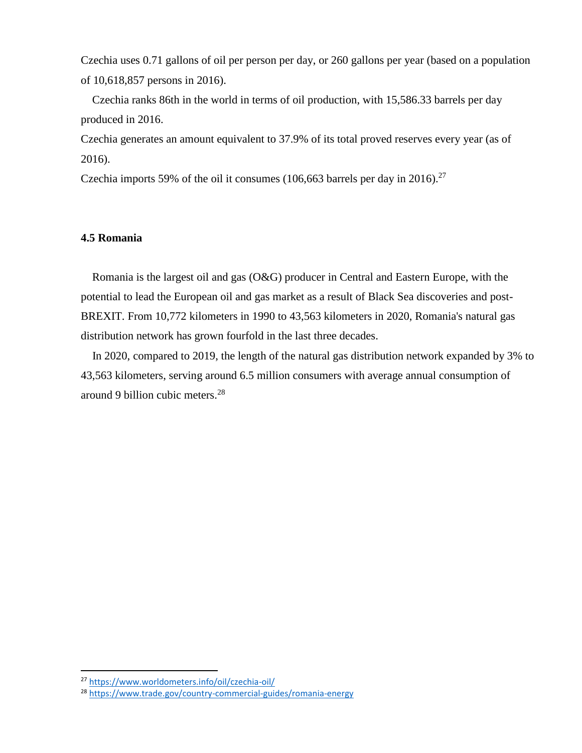Czechia uses 0.71 gallons of oil per person per day, or 260 gallons per year (based on a population of 10,618,857 persons in 2016).

Czechia ranks 86th in the world in terms of oil production, with 15,586.33 barrels per day produced in 2016.

Czechia generates an amount equivalent to 37.9% of its total proved reserves every year (as of 2016).

Czechia imports 59% of the oil it consumes (106,663 barrels per day in 2016).[27]

### 4.5 Romania

Romania is the largest oil and gas (O&G) producer in Central and Eastern Europe, with the potential to lead the European oil and gas market as a result of Black Sea discoveries and post-BREXIT. From 10,772 kilometers in 1990 to 43,563 kilometers in 2020, Romania's natural gas distribution network has grown fourfold in the last three decades.

In 2020, compared to 2019, the length of the natural gas distribution network expanded by 3% to 43,563 kilometers, serving around 6.5 million consumers with average annual consumption of around 9 billion cubic meters.[28]

---

[27] https://www.worldometers.info/oil/czechia-oil/

[28] https://www.trade.gov/country-commercial-guides/romania-energy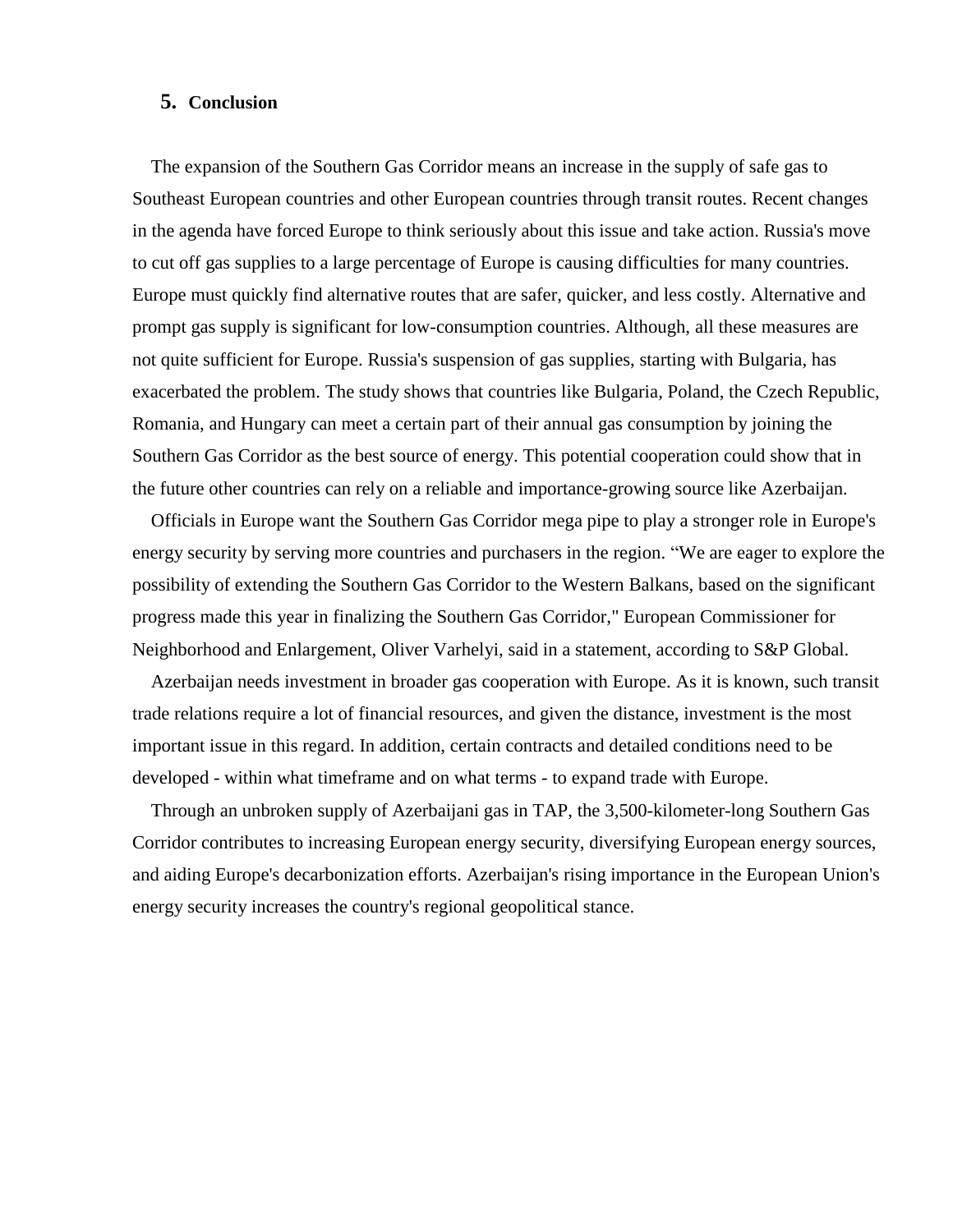## 5. Conclusion

The expansion of the Southern Gas Corridor means an increase in the supply of safe gas to Southeast European countries and other European countries through transit routes. Recent changes in the agenda have forced Europe to think seriously about this issue and take action. Russia's move to cut off gas supplies to a large percentage of Europe is causing difficulties for many countries. Europe must quickly find alternative routes that are safer, quicker, and less costly. Alternative and prompt gas supply is significant for low-consumption countries. Although, all these measures are not quite sufficient for Europe. Russia's suspension of gas supplies, starting with Bulgaria, has exacerbated the problem. The study shows that countries like Bulgaria, Poland, the Czech Republic, Romania, and Hungary can meet a certain part of their annual gas consumption by joining the Southern Gas Corridor as the best source of energy. This potential cooperation could show that in the future other countries can rely on a reliable and importance-growing source like Azerbaijan.

Officials in Europe want the Southern Gas Corridor mega pipe to play a stronger role in Europe's energy security by serving more countries and purchasers in the region. "We are eager to explore the possibility of extending the Southern Gas Corridor to the Western Balkans, based on the significant progress made this year in finalizing the Southern Gas Corridor," European Commissioner for Neighborhood and Enlargement, Oliver Varhelyi, said in a statement, according to S&P Global.

Azerbaijan needs investment in broader gas cooperation with Europe. As it is known, such transit trade relations require a lot of financial resources, and given the distance, investment is the most important issue in this regard. In addition, certain contracts and detailed conditions need to be developed - within what timeframe and on what terms - to expand trade with Europe.

Through an unbroken supply of Azerbaijani gas in TAP, the 3,500-kilometer-long Southern Gas Corridor contributes to increasing European energy security, diversifying European energy sources, and aiding Europe's decarbonization efforts. Azerbaijan's rising importance in the European Union's energy security increases the country's regional geopolitical stance.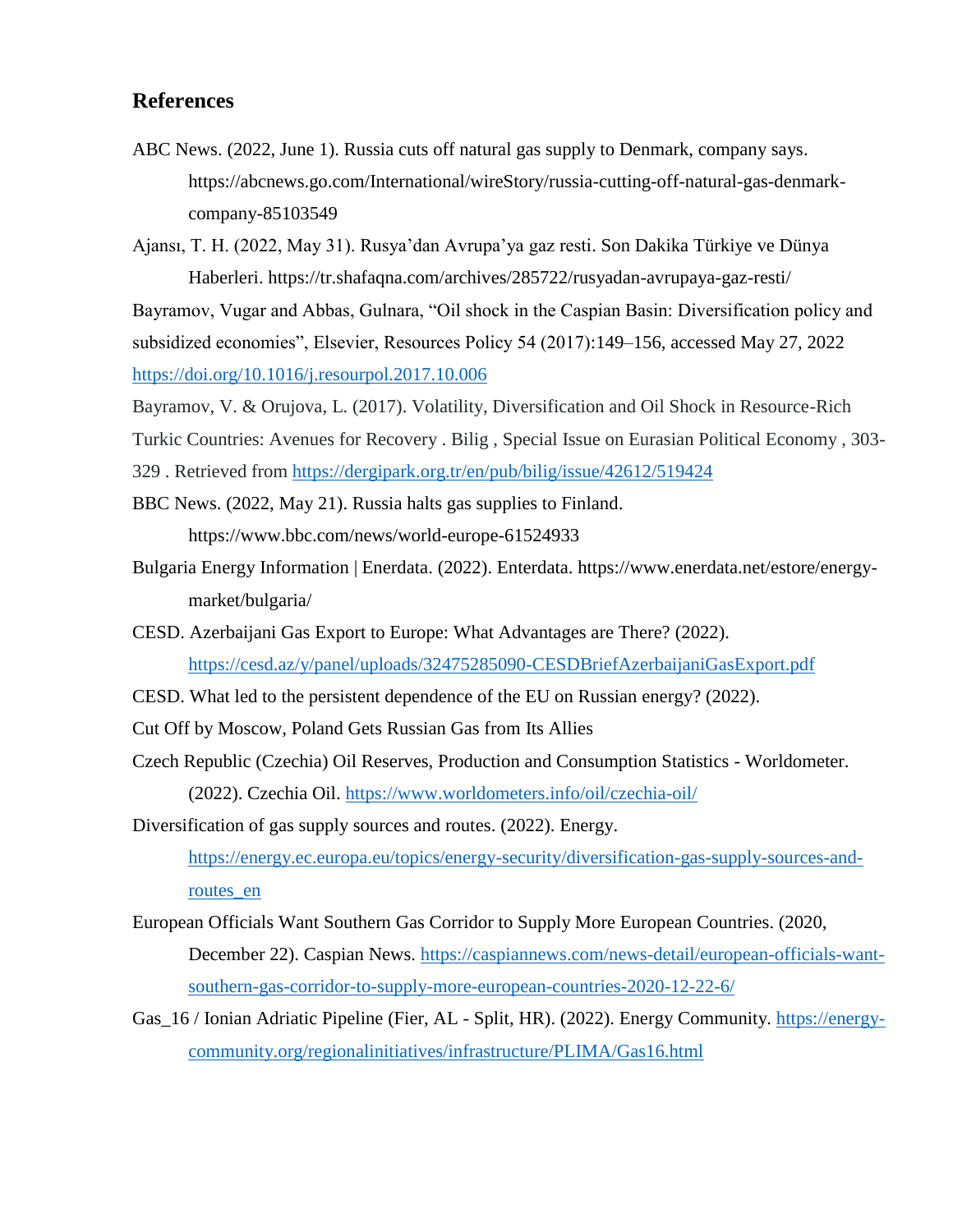## References

ABC News. (2022, June 1). Russia cuts off natural gas supply to Denmark, company says. https://abcnews.go.com/International/wireStory/russia-cutting-off-natural-gas-denmark-company-85103549

Ajansı, T. H. (2022, May 31). Rusya'dan Avrupa'ya gaz resti. Son Dakika Türkiye ve Dünya Haberleri. https://tr.shafaqna.com/archives/285722/rusyadan-avrupaya-gaz-resti/

Bayramov, Vugar and Abbas, Gulnara, "Oil shock in the Caspian Basin: Diversification policy and subsidized economies", Elsevier, Resources Policy 54 (2017):149–156, accessed May 27, 2022 https://doi.org/10.1016/j.resourpol.2017.10.006

Bayramov, V. & Orujova, L. (2017). Volatility, Diversification and Oil Shock in Resource-Rich Turkic Countries: Avenues for Recovery . Bilig , Special Issue on Eurasian Political Economy , 303-329 . Retrieved from https://dergipark.org.tr/en/pub/bilig/issue/42612/519424

BBC News. (2022, May 21). Russia halts gas supplies to Finland. https://www.bbc.com/news/world-europe-61524933

Bulgaria Energy Information | Enerdata. (2022). Enterdata. https://www.enerdata.net/estore/energy-market/bulgaria/

CESD. Azerbaijani Gas Export to Europe: What Advantages are There? (2022). https://cesd.az/y/panel/uploads/32475285090-CESDBriefAzerbaijaniGasExport.pdf

CESD. What led to the persistent dependence of the EU on Russian energy? (2022).

Cut Off by Moscow, Poland Gets Russian Gas from Its Allies

Czech Republic (Czechia) Oil Reserves, Production and Consumption Statistics - Worldometer. (2022). Czechia Oil. https://www.worldometers.info/oil/czechia-oil/

Diversification of gas supply sources and routes. (2022). Energy. https://energy.ec.europa.eu/topics/energy-security/diversification-gas-supply-sources-and-routes_en

European Officials Want Southern Gas Corridor to Supply More European Countries. (2020, December 22). Caspian News. https://caspiannews.com/news-detail/european-officials-want-southern-gas-corridor-to-supply-more-european-countries-2020-12-22-6/

Gas_16 / Ionian Adriatic Pipeline (Fier, AL - Split, HR). (2022). Energy Community. https://energy-community.org/regionalinitiatives/infrastructure/PLIMA/Gas16.html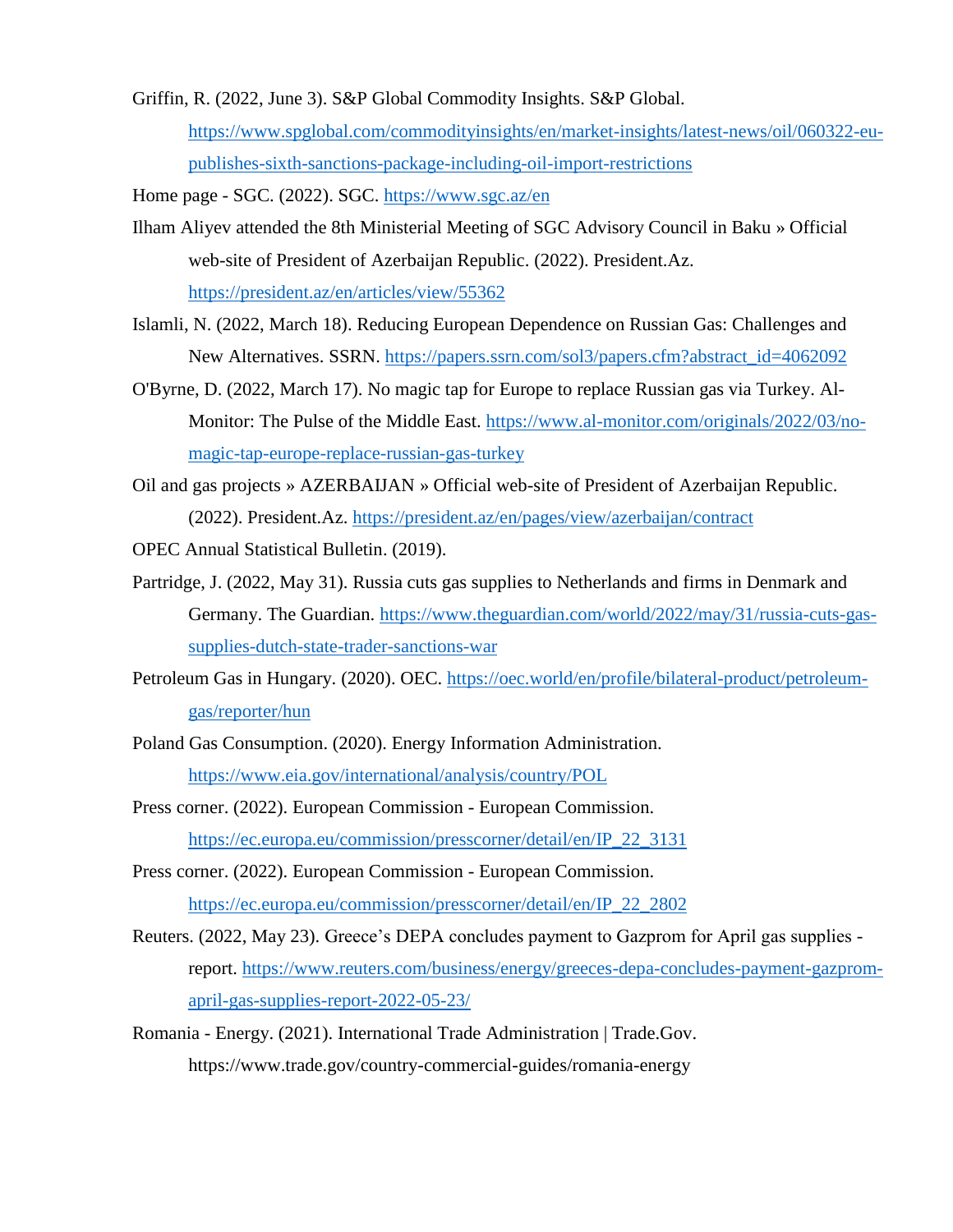Griffin, R. (2022, June 3). S&P Global Commodity Insights. S&P Global. https://www.spglobal.com/commodityinsights/en/market-insights/latest-news/oil/060322-eu-publishes-sixth-sanctions-package-including-oil-import-restrictions

Home page - SGC. (2022). SGC. https://www.sgc.az/en

Ilham Aliyev attended the 8th Ministerial Meeting of SGC Advisory Council in Baku » Official web-site of President of Azerbaijan Republic. (2022). President.Az. https://president.az/en/articles/view/55362

Islamli, N. (2022, March 18). Reducing European Dependence on Russian Gas: Challenges and New Alternatives. SSRN. https://papers.ssrn.com/sol3/papers.cfm?abstract_id=4062092

O'Byrne, D. (2022, March 17). No magic tap for Europe to replace Russian gas via Turkey. Al-Monitor: The Pulse of the Middle East. https://www.al-monitor.com/originals/2022/03/no-magic-tap-europe-replace-russian-gas-turkey

Oil and gas projects » AZERBAIJAN » Official web-site of President of Azerbaijan Republic. (2022). President.Az. https://president.az/en/pages/view/azerbaijan/contract

OPEC Annual Statistical Bulletin. (2019).

Partridge, J. (2022, May 31). Russia cuts gas supplies to Netherlands and firms in Denmark and Germany. The Guardian. https://www.theguardian.com/world/2022/may/31/russia-cuts-gas-supplies-dutch-state-trader-sanctions-war

Petroleum Gas in Hungary. (2020). OEC. https://oec.world/en/profile/bilateral-product/petroleum-gas/reporter/hun

Poland Gas Consumption. (2020). Energy Information Administration. https://www.eia.gov/international/analysis/country/POL

Press corner. (2022). European Commission - European Commission. https://ec.europa.eu/commission/presscorner/detail/en/IP_22_3131

Press corner. (2022). European Commission - European Commission. https://ec.europa.eu/commission/presscorner/detail/en/IP_22_2802

Reuters. (2022, May 23). Greece's DEPA concludes payment to Gazprom for April gas supplies - report. https://www.reuters.com/business/energy/greeces-depa-concludes-payment-gazprom-april-gas-supplies-report-2022-05-23/

Romania - Energy. (2021). International Trade Administration | Trade.Gov. https://www.trade.gov/country-commercial-guides/romania-energy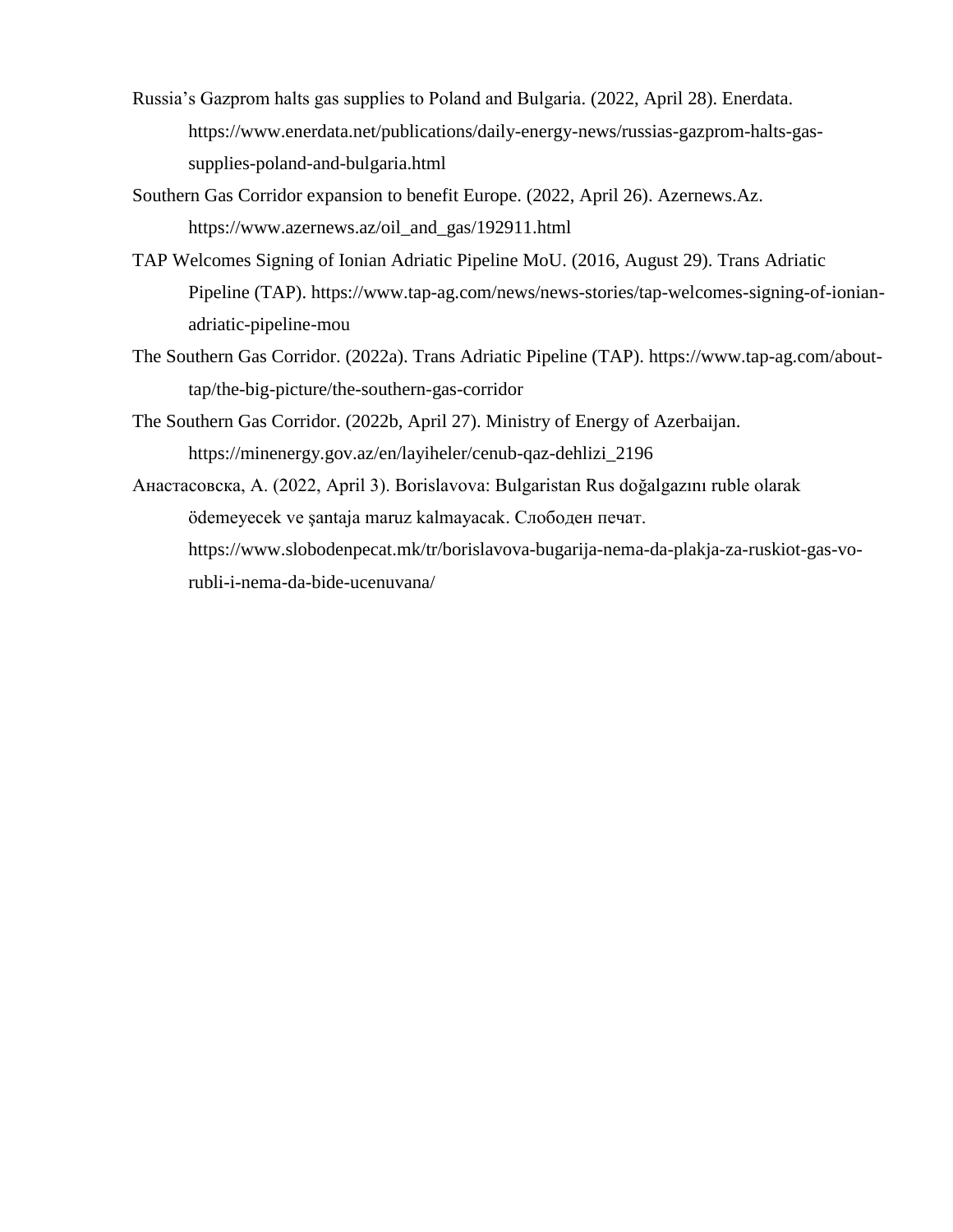Russia's Gazprom halts gas supplies to Poland and Bulgaria. (2022, April 28). Enerdata. https://www.enerdata.net/publications/daily-energy-news/russias-gazprom-halts-gas-supplies-poland-and-bulgaria.html

Southern Gas Corridor expansion to benefit Europe. (2022, April 26). Azernews.Az. https://www.azernews.az/oil_and_gas/192911.html

TAP Welcomes Signing of Ionian Adriatic Pipeline MoU. (2016, August 29). Trans Adriatic Pipeline (TAP). https://www.tap-ag.com/news/news-stories/tap-welcomes-signing-of-ionian-adriatic-pipeline-mou

The Southern Gas Corridor. (2022a). Trans Adriatic Pipeline (TAP). https://www.tap-ag.com/about-tap/the-big-picture/the-southern-gas-corridor

The Southern Gas Corridor. (2022b, April 27). Ministry of Energy of Azerbaijan. https://minenergy.gov.az/en/layiheler/cenub-qaz-dehlizi_2196

Анастасовска, А. (2022, April 3). Borislavova: Bulgaristan Rus doğalgazını ruble olarak ödemeyecek ve şantaja maruz kalmayacak. Слободен печат. https://www.slobodenpecat.mk/tr/borislavova-bugarija-nema-da-plakja-za-ruskiot-gas-vo-rubli-i-nema-da-bide-ucenuvana/